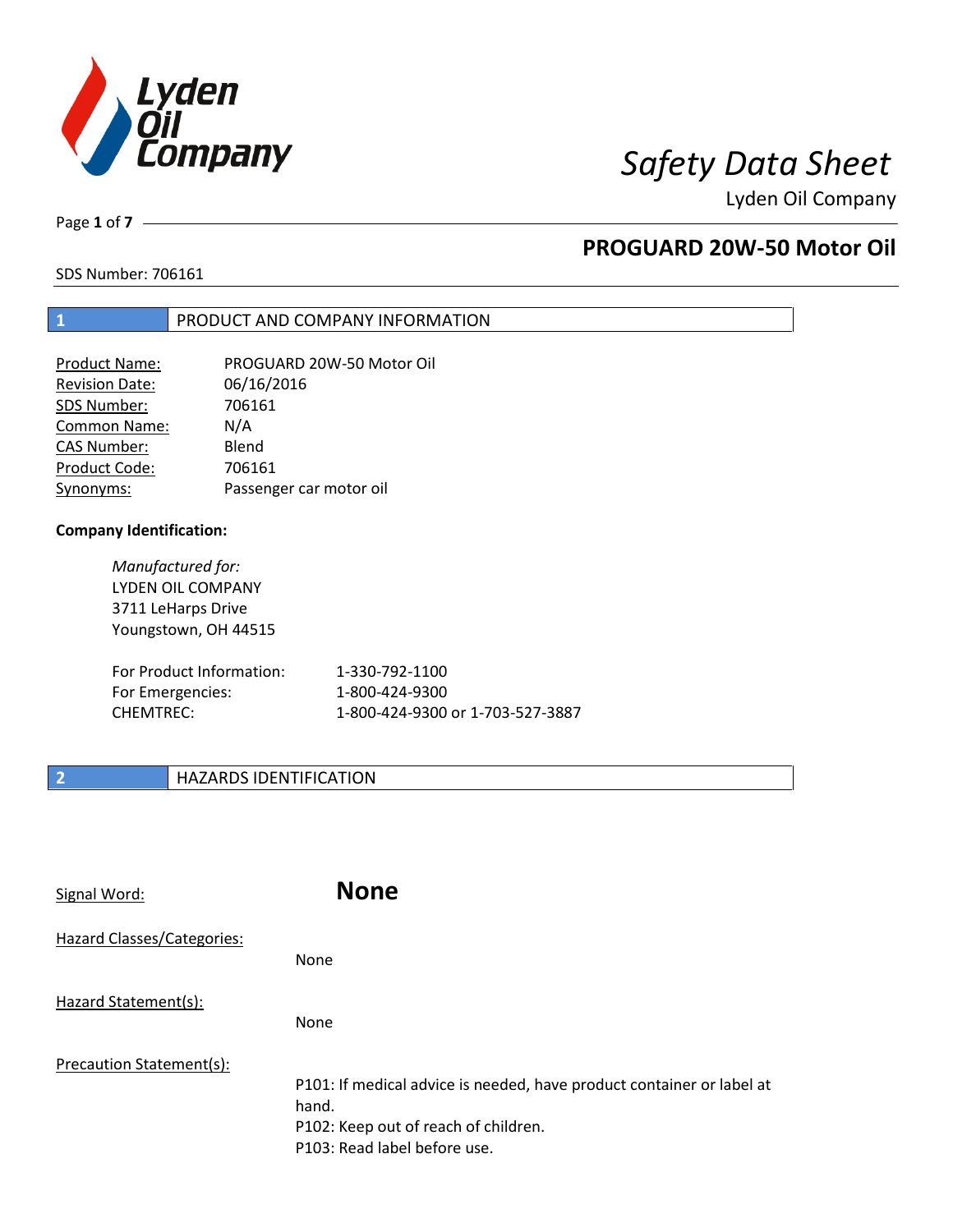# Safety Data Sheet

Lyden Oil Company

## PROGUARD 20W-50 Motor Oil

SDS Number: 706161

## 1 PRODUCT AND COMPANY INFORMATION

| | |
|---|---|
| Product Name: | PROGUARD 20W-50 Motor Oil |
| Revision Date: | 06/16/2016 |
| SDS Number: | 706161 |
| Common Name: | N/A |
| CAS Number: | Blend |
| Product Code: | 706161 |
| Synonyms: | Passenger car motor oil |

**Company Identification:**

*Manufactured for:*
LYDEN OIL COMPANY
3711 LeHarps Drive
Youngstown, OH 44515

| | |
|---|---|
| For Product Information: | 1-330-792-1100 |
| For Emergencies: | 1-800-424-9300 |
| CHEMTREC: | 1-800-424-9300 or 1-703-527-3887 |

## 2 HAZARDS IDENTIFICATION

Signal Word: **None**

Hazard Classes/Categories:

None

Hazard Statement(s):

None

Precaution Statement(s):

P101: If medical advice is needed, have product container or label at hand.
P102: Keep out of reach of children.
P103: Read label before use.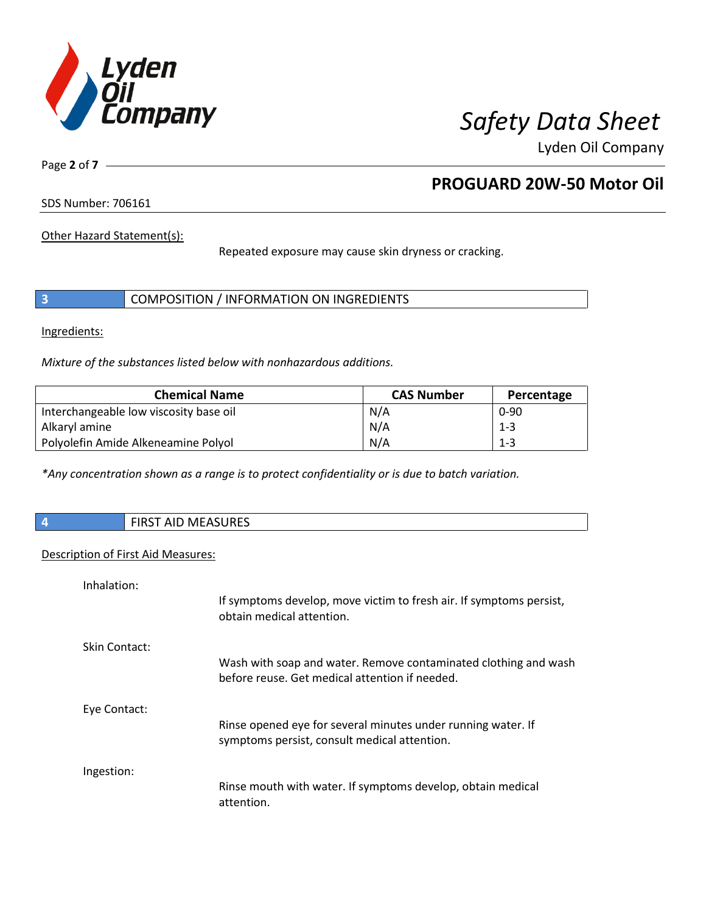Other Hazard Statement(s):

Repeated exposure may cause skin dryness or cracking.

## 3 COMPOSITION / INFORMATION ON INGREDIENTS

Ingredients:

*Mixture of the substances listed below with nonhazardous additions.*

| Chemical Name | CAS Number | Percentage |
|---|---|---|
| Interchangeable low viscosity base oil | N/A | 0-90 |
| Alkaryl amine | N/A | 1-3 |
| Polyolefin Amide Alkeneamine Polyol | N/A | 1-3 |

*\*Any concentration shown as a range is to protect confidentiality or is due to batch variation.*

## 4 FIRST AID MEASURES

Description of First Aid Measures:

Inhalation:

If symptoms develop, move victim to fresh air. If symptoms persist, obtain medical attention.

Skin Contact:

Wash with soap and water. Remove contaminated clothing and wash before reuse. Get medical attention if needed.

Eye Contact:

Rinse opened eye for several minutes under running water. If symptoms persist, consult medical attention.

Ingestion:

Rinse mouth with water. If symptoms develop, obtain medical attention.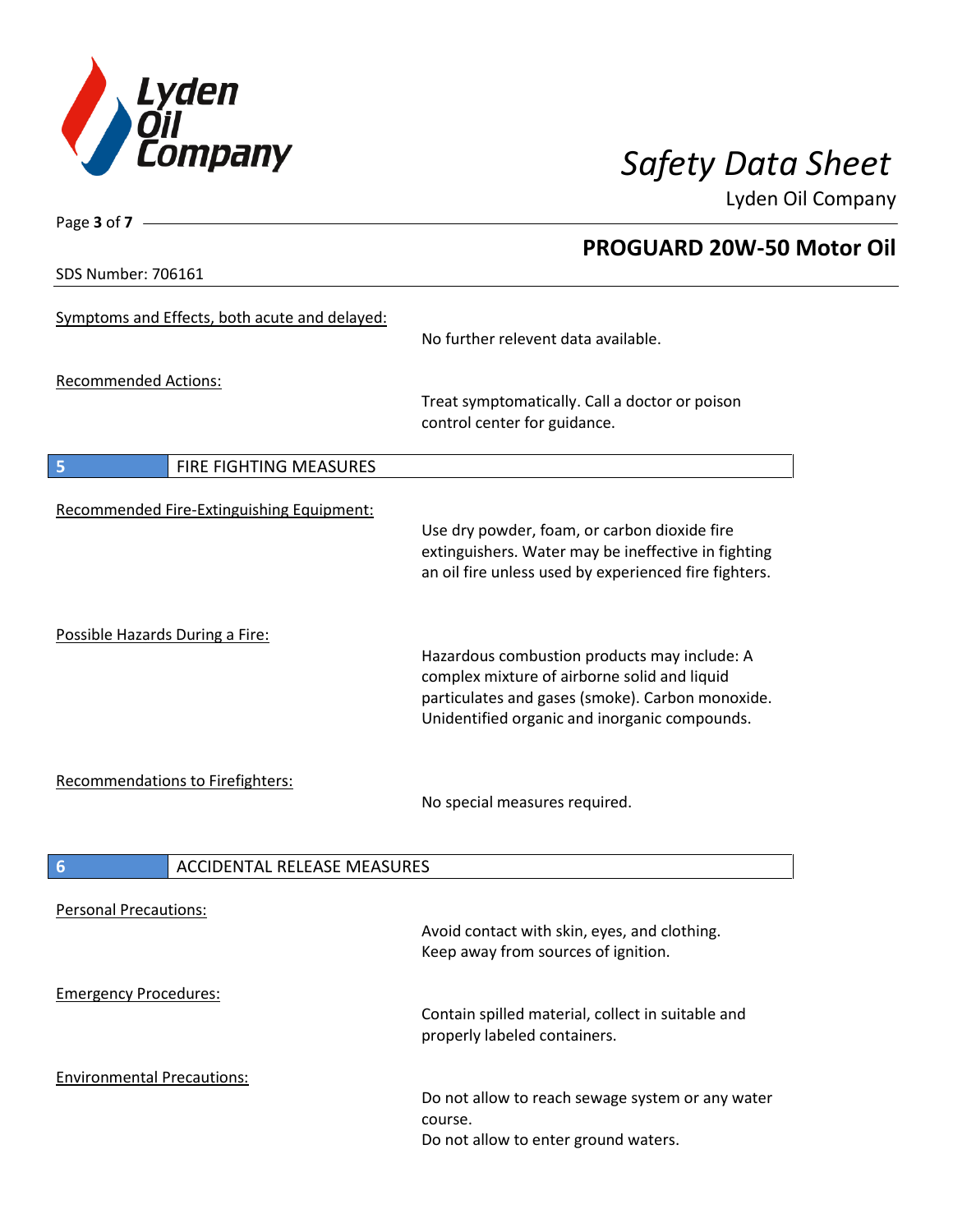**Symptoms and Effects, both acute and delayed:**

No further relevent data available.

**Recommended Actions:**

Treat symptomatically. Call a doctor or poison control center for guidance.

## 5 FIRE FIGHTING MEASURES

**Recommended Fire-Extinguishing Equipment:**

Use dry powder, foam, or carbon dioxide fire extinguishers. Water may be ineffective in fighting an oil fire unless used by experienced fire fighters.

**Possible Hazards During a Fire:**

Hazardous combustion products may include: A complex mixture of airborne solid and liquid particulates and gases (smoke). Carbon monoxide. Unidentified organic and inorganic compounds.

**Recommendations to Firefighters:**

No special measures required.

## 6 ACCIDENTAL RELEASE MEASURES

**Personal Precautions:**

Avoid contact with skin, eyes, and clothing.
Keep away from sources of ignition.

**Emergency Procedures:**

Contain spilled material, collect in suitable and properly labeled containers.

**Environmental Precautions:**

Do not allow to reach sewage system or any water course.
Do not allow to enter ground waters.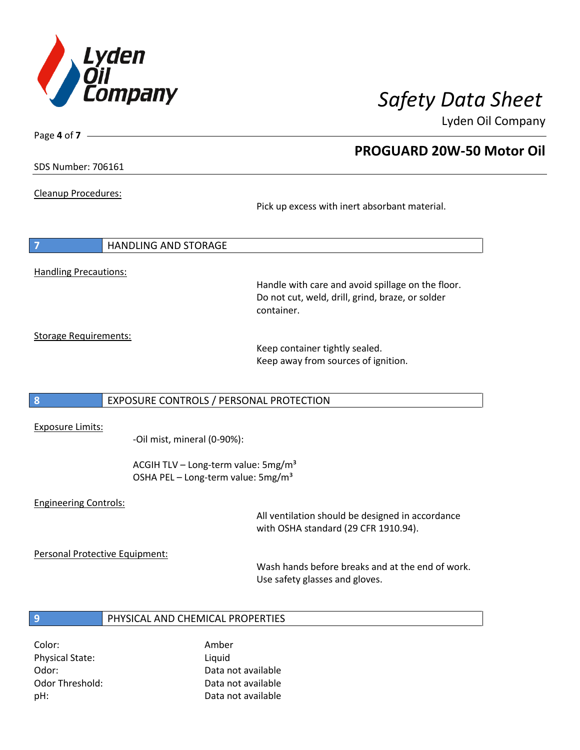Cleanup Procedures:

Pick up excess with inert absorbant material.

## 7 HANDLING AND STORAGE

Handling Precautions:

Handle with care and avoid spillage on the floor. Do not cut, weld, drill, grind, braze, or solder container.

Storage Requirements:

Keep container tightly sealed.
Keep away from sources of ignition.

## 8 EXPOSURE CONTROLS / PERSONAL PROTECTION

Exposure Limits:

-Oil mist, mineral (0-90%):

ACGIH TLV – Long-term value: 5mg/m³
OSHA PEL – Long-term value: 5mg/m³

Engineering Controls:

All ventilation should be designed in accordance with OSHA standard (29 CFR 1910.94).

Personal Protective Equipment:

Wash hands before breaks and at the end of work.
Use safety glasses and gloves.

## 9 PHYSICAL AND CHEMICAL PROPERTIES

| | |
|---|---|
| Color: | Amber |
| Physical State: | Liquid |
| Odor: | Data not available |
| Odor Threshold: | Data not available |
| pH: | Data not available |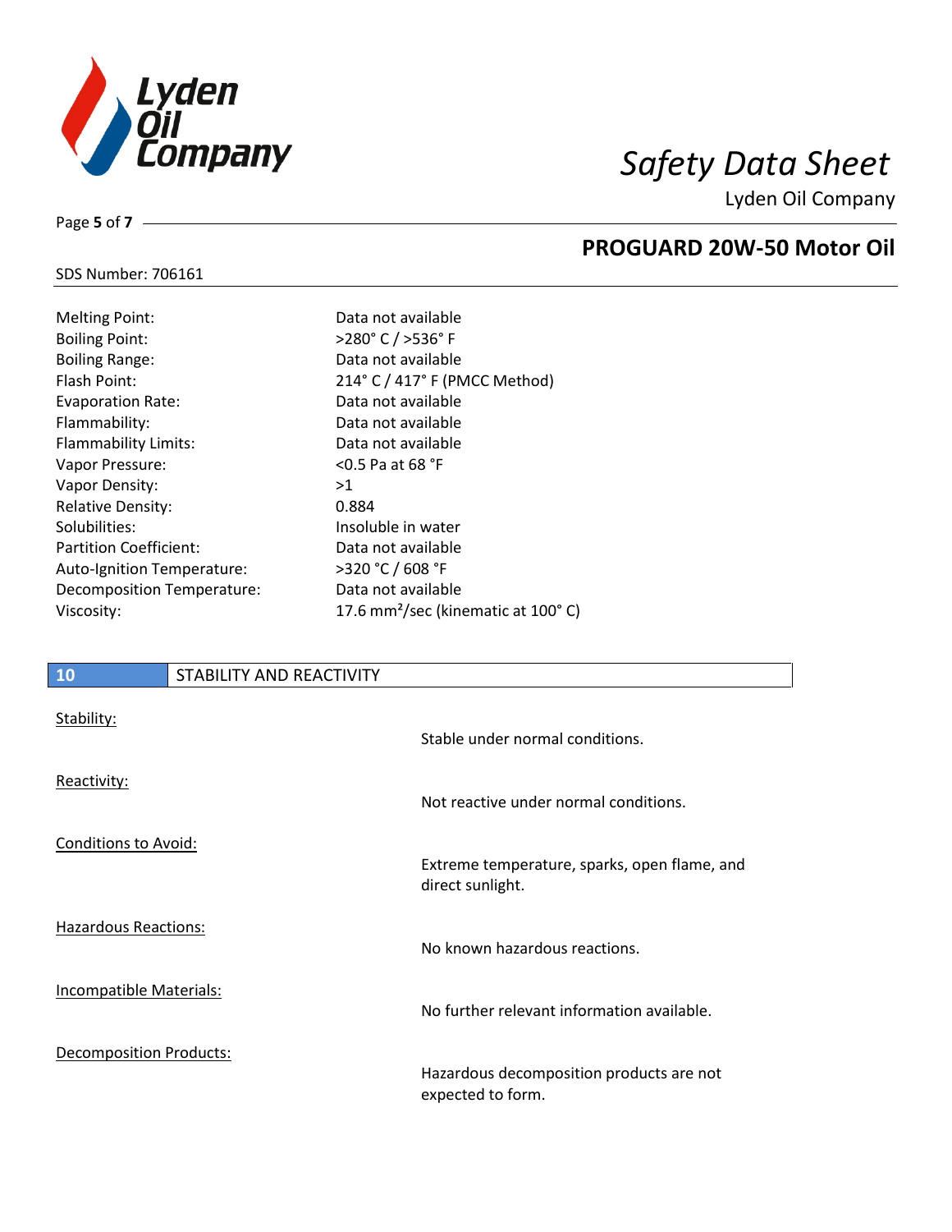SDS Number: 706161

| Property | Value |
|---|---|
| Melting Point: | Data not available |
| Boiling Point: | >280° C / >536° F |
| Boiling Range: | Data not available |
| Flash Point: | 214° C / 417° F (PMCC Method) |
| Evaporation Rate: | Data not available |
| Flammability: | Data not available |
| Flammability Limits: | Data not available |
| Vapor Pressure: | <0.5 Pa at 68 °F |
| Vapor Density: | >1 |
| Relative Density: | 0.884 |
| Solubilities: | Insoluble in water |
| Partition Coefficient: | Data not available |
| Auto-Ignition Temperature: | >320 °C / 608 °F |
| Decomposition Temperature: | Data not available |
| Viscosity: | 17.6 $mm^2$/sec (kinematic at 100° C) |

## 10 STABILITY AND REACTIVITY

Stability:
Stable under normal conditions.

Reactivity:
Not reactive under normal conditions.

Conditions to Avoid:
Extreme temperature, sparks, open flame, and direct sunlight.

Hazardous Reactions:
No known hazardous reactions.

Incompatible Materials:
No further relevant information available.

Decomposition Products:
Hazardous decomposition products are not expected to form.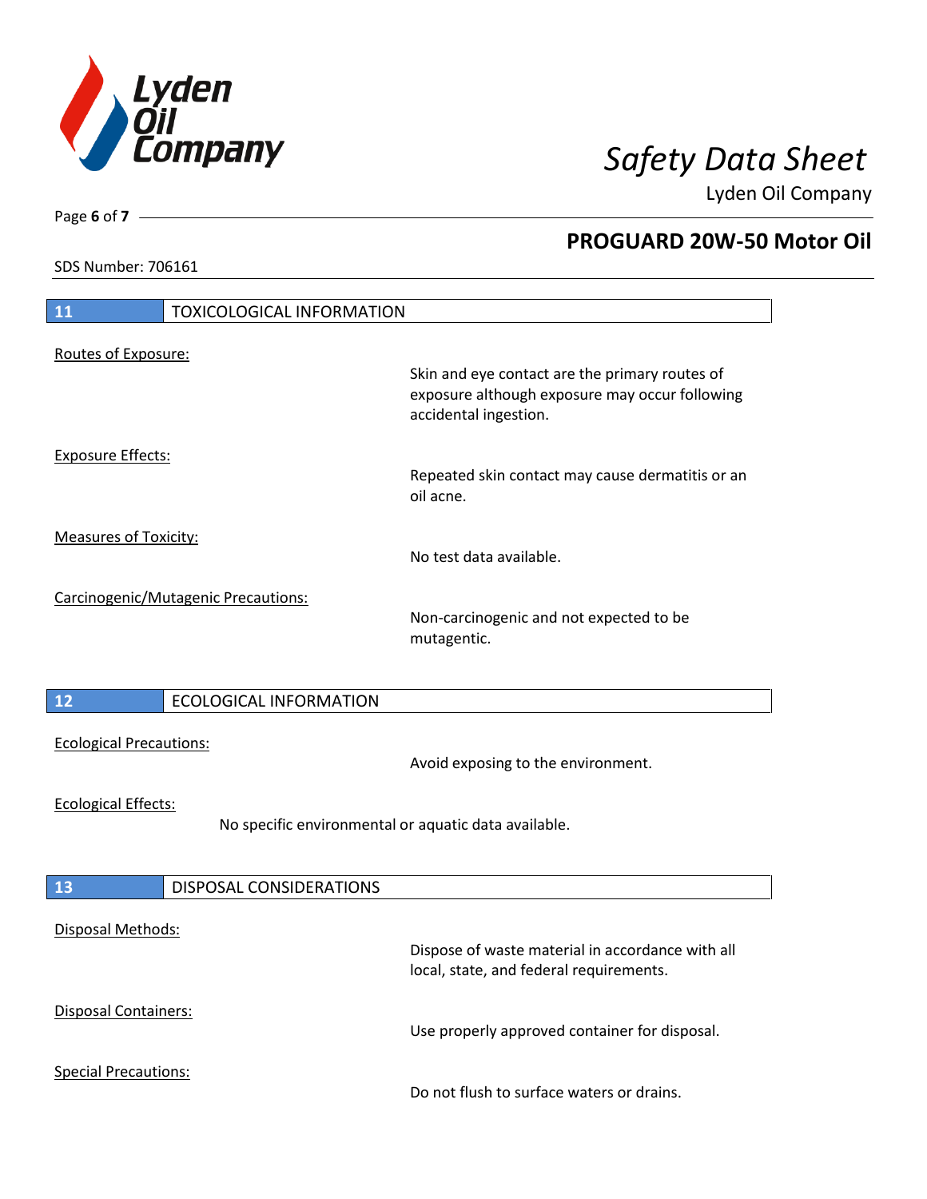## 11 TOXICOLOGICAL INFORMATION

Routes of Exposure:

Skin and eye contact are the primary routes of exposure although exposure may occur following accidental ingestion.

Exposure Effects:

Repeated skin contact may cause dermatitis or an oil acne.

Measures of Toxicity:

No test data available.

Carcinogenic/Mutagenic Precautions:

Non-carcinogenic and not expected to be mutagentic.

## 12 ECOLOGICAL INFORMATION

Ecological Precautions:

Avoid exposing to the environment.

Ecological Effects:

No specific environmental or aquatic data available.

## 13 DISPOSAL CONSIDERATIONS

Disposal Methods:

Dispose of waste material in accordance with all local, state, and federal requirements.

Disposal Containers:

Use properly approved container for disposal.

Special Precautions:

Do not flush to surface waters or drains.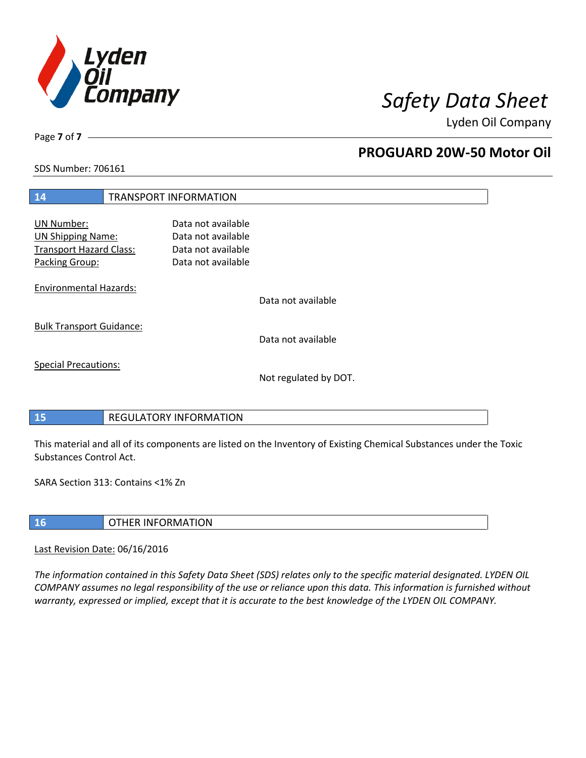## 14 TRANSPORT INFORMATION

| | |
|---|---|
| UN Number: | Data not available |
| UN Shipping Name: | Data not available |
| Transport Hazard Class: | Data not available |
| Packing Group: | Data not available |

Environmental Hazards:

Data not available

Bulk Transport Guidance:

Data not available

Special Precautions:

Not regulated by DOT.

## 15 REGULATORY INFORMATION

This material and all of its components are listed on the Inventory of Existing Chemical Substances under the Toxic Substances Control Act.

SARA Section 313: Contains <1% Zn

## 16 OTHER INFORMATION

Last Revision Date: 06/16/2016

*The information contained in this Safety Data Sheet (SDS) relates only to the specific material designated. LYDEN OIL COMPANY assumes no legal responsibility of the use or reliance upon this data. This information is furnished without warranty, expressed or implied, except that it is accurate to the best knowledge of the LYDEN OIL COMPANY.*